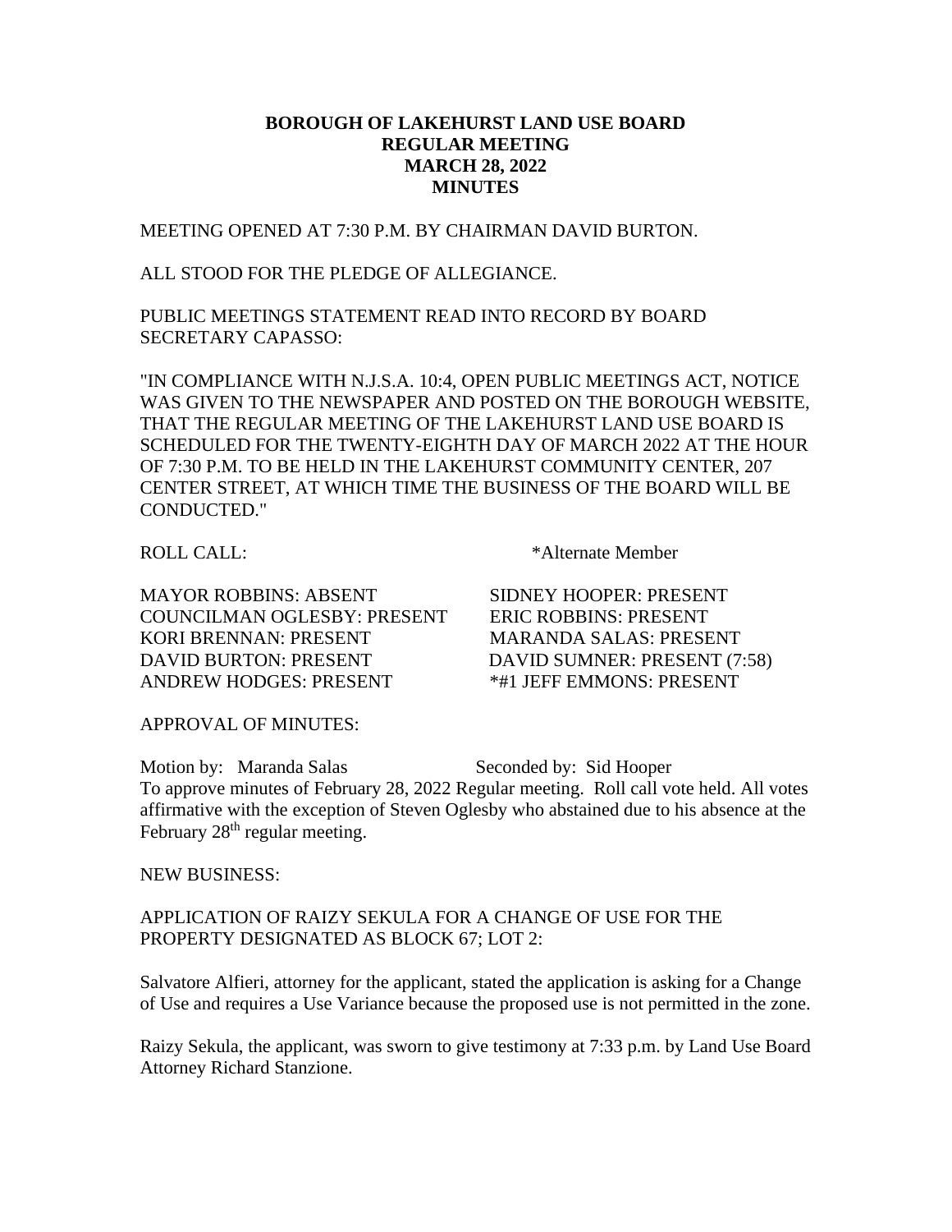# BOROUGH OF LAKEHURST LAND USE BOARD
## REGULAR MEETING
## MARCH 28, 2022
## MINUTES

MEETING OPENED AT 7:30 P.M. BY CHAIRMAN DAVID BURTON.

ALL STOOD FOR THE PLEDGE OF ALLEGIANCE.

PUBLIC MEETINGS STATEMENT READ INTO RECORD BY BOARD SECRETARY CAPASSO:

"IN COMPLIANCE WITH N.J.S.A. 10:4, OPEN PUBLIC MEETINGS ACT, NOTICE WAS GIVEN TO THE NEWSPAPER AND POSTED ON THE BOROUGH WEBSITE, THAT THE REGULAR MEETING OF THE LAKEHURST LAND USE BOARD IS SCHEDULED FOR THE TWENTY-EIGHTH DAY OF MARCH 2022 AT THE HOUR OF 7:30 P.M. TO BE HELD IN THE LAKEHURST COMMUNITY CENTER, 207 CENTER STREET, AT WHICH TIME THE BUSINESS OF THE BOARD WILL BE CONDUCTED."

ROLL CALL: *Alternate Member

MAYOR ROBBINS: ABSENT
COUNCILMAN OGLESBY: PRESENT
KORI BRENNAN: PRESENT
DAVID BURTON: PRESENT
ANDREW HODGES: PRESENT
SIDNEY HOOPER: PRESENT
ERIC ROBBINS: PRESENT
MARANDA SALAS: PRESENT
DAVID SUMNER: PRESENT (7:58)
*#1 JEFF EMMONS: PRESENT

APPROVAL OF MINUTES:

Motion by: Maranda Salas Seconded by: Sid Hooper
To approve minutes of February 28, 2022 Regular meeting. Roll call vote held. All votes affirmative with the exception of Steven Oglesby who abstained due to his absence at the February 28th regular meeting.

NEW BUSINESS:

APPLICATION OF RAIZY SEKULA FOR A CHANGE OF USE FOR THE PROPERTY DESIGNATED AS BLOCK 67; LOT 2:

Salvatore Alfieri, attorney for the applicant, stated the application is asking for a Change of Use and requires a Use Variance because the proposed use is not permitted in the zone.

Raizy Sekula, the applicant, was sworn to give testimony at 7:33 p.m. by Land Use Board Attorney Richard Stanzione.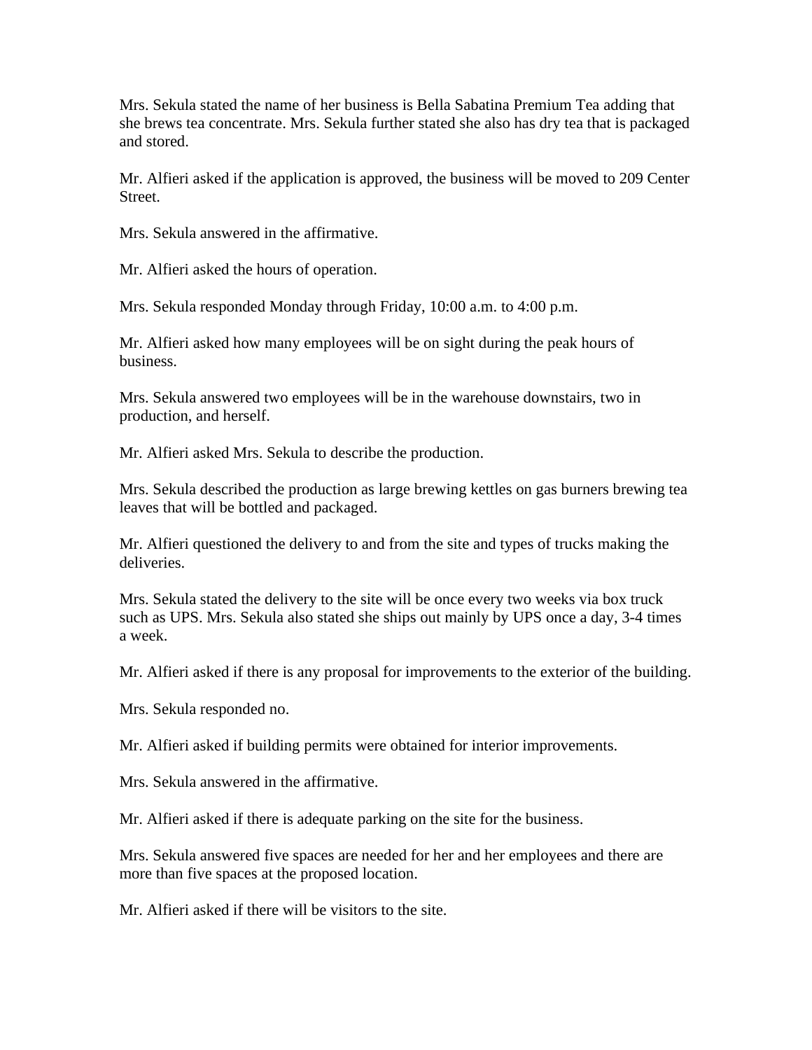Mrs. Sekula stated the name of her business is Bella Sabatina Premium Tea adding that she brews tea concentrate. Mrs. Sekula further stated she also has dry tea that is packaged and stored.

Mr. Alfieri asked if the application is approved, the business will be moved to 209 Center Street.

Mrs. Sekula answered in the affirmative.

Mr. Alfieri asked the hours of operation.

Mrs. Sekula responded Monday through Friday, 10:00 a.m. to 4:00 p.m.

Mr. Alfieri asked how many employees will be on sight during the peak hours of business.

Mrs. Sekula answered two employees will be in the warehouse downstairs, two in production, and herself.

Mr. Alfieri asked Mrs. Sekula to describe the production.

Mrs. Sekula described the production as large brewing kettles on gas burners brewing tea leaves that will be bottled and packaged.

Mr. Alfieri questioned the delivery to and from the site and types of trucks making the deliveries.

Mrs. Sekula stated the delivery to the site will be once every two weeks via box truck such as UPS. Mrs. Sekula also stated she ships out mainly by UPS once a day, 3-4 times a week.

Mr. Alfieri asked if there is any proposal for improvements to the exterior of the building.

Mrs. Sekula responded no.

Mr. Alfieri asked if building permits were obtained for interior improvements.

Mrs. Sekula answered in the affirmative.

Mr. Alfieri asked if there is adequate parking on the site for the business.

Mrs. Sekula answered five spaces are needed for her and her employees and there are more than five spaces at the proposed location.

Mr. Alfieri asked if there will be visitors to the site.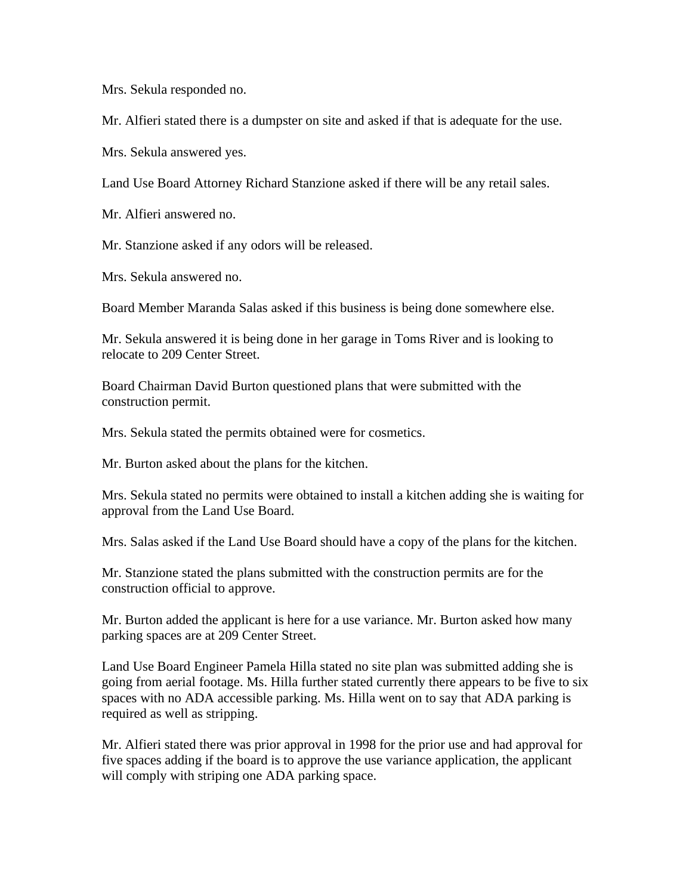Mrs. Sekula responded no.

Mr. Alfieri stated there is a dumpster on site and asked if that is adequate for the use.

Mrs. Sekula answered yes.

Land Use Board Attorney Richard Stanzione asked if there will be any retail sales.

Mr. Alfieri answered no.

Mr. Stanzione asked if any odors will be released.

Mrs. Sekula answered no.

Board Member Maranda Salas asked if this business is being done somewhere else.

Mr. Sekula answered it is being done in her garage in Toms River and is looking to relocate to 209 Center Street.

Board Chairman David Burton questioned plans that were submitted with the construction permit.

Mrs. Sekula stated the permits obtained were for cosmetics.

Mr. Burton asked about the plans for the kitchen.

Mrs. Sekula stated no permits were obtained to install a kitchen adding she is waiting for approval from the Land Use Board.

Mrs. Salas asked if the Land Use Board should have a copy of the plans for the kitchen.

Mr. Stanzione stated the plans submitted with the construction permits are for the construction official to approve.

Mr. Burton added the applicant is here for a use variance. Mr. Burton asked how many parking spaces are at 209 Center Street.

Land Use Board Engineer Pamela Hilla stated no site plan was submitted adding she is going from aerial footage. Ms. Hilla further stated currently there appears to be five to six spaces with no ADA accessible parking. Ms. Hilla went on to say that ADA parking is required as well as stripping.

Mr. Alfieri stated there was prior approval in 1998 for the prior use and had approval for five spaces adding if the board is to approve the use variance application, the applicant will comply with striping one ADA parking space.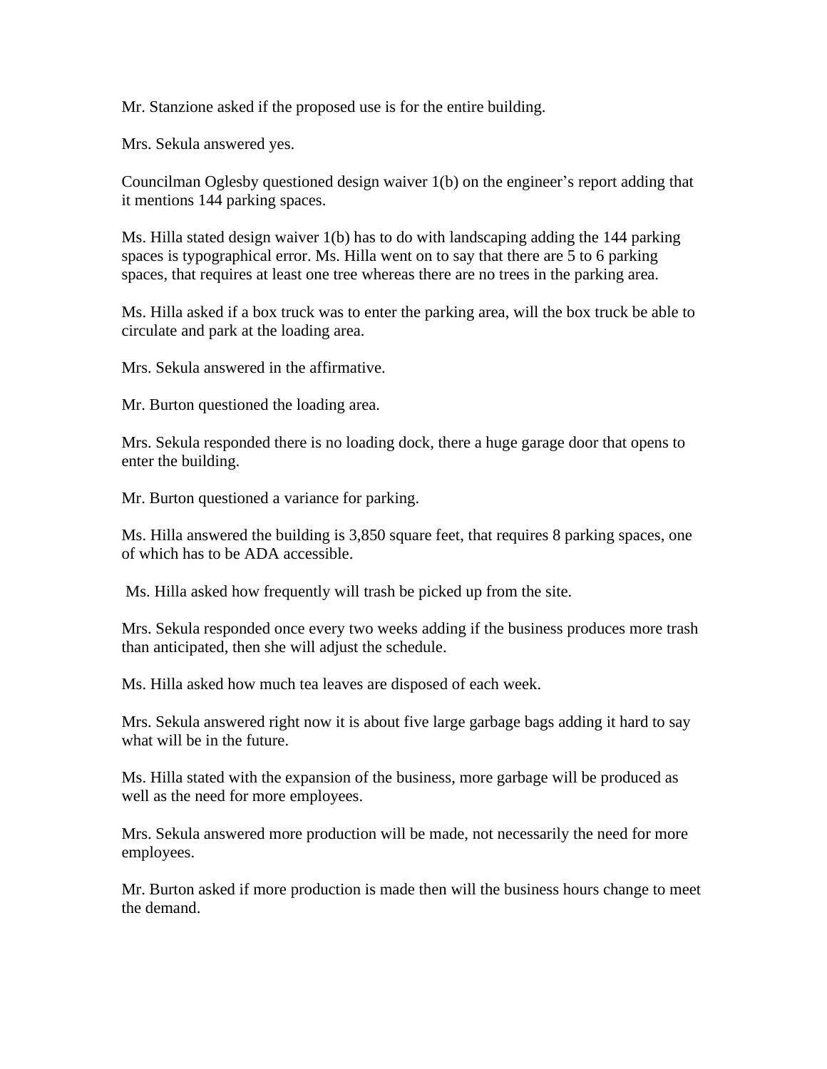Mr. Stanzione asked if the proposed use is for the entire building.

Mrs. Sekula answered yes.

Councilman Oglesby questioned design waiver 1(b) on the engineer's report adding that it mentions 144 parking spaces.

Ms. Hilla stated design waiver 1(b) has to do with landscaping adding the 144 parking spaces is typographical error. Ms. Hilla went on to say that there are 5 to 6 parking spaces, that requires at least one tree whereas there are no trees in the parking area.

Ms. Hilla asked if a box truck was to enter the parking area, will the box truck be able to circulate and park at the loading area.

Mrs. Sekula answered in the affirmative.

Mr. Burton questioned the loading area.

Mrs. Sekula responded there is no loading dock, there a huge garage door that opens to enter the building.

Mr. Burton questioned a variance for parking.

Ms. Hilla answered the building is 3,850 square feet, that requires 8 parking spaces, one of which has to be ADA accessible.

Ms. Hilla asked how frequently will trash be picked up from the site.

Mrs. Sekula responded once every two weeks adding if the business produces more trash than anticipated, then she will adjust the schedule.

Ms. Hilla asked how much tea leaves are disposed of each week.

Mrs. Sekula answered right now it is about five large garbage bags adding it hard to say what will be in the future.

Ms. Hilla stated with the expansion of the business, more garbage will be produced as well as the need for more employees.

Mrs. Sekula answered more production will be made, not necessarily the need for more employees.

Mr. Burton asked if more production is made then will the business hours change to meet the demand.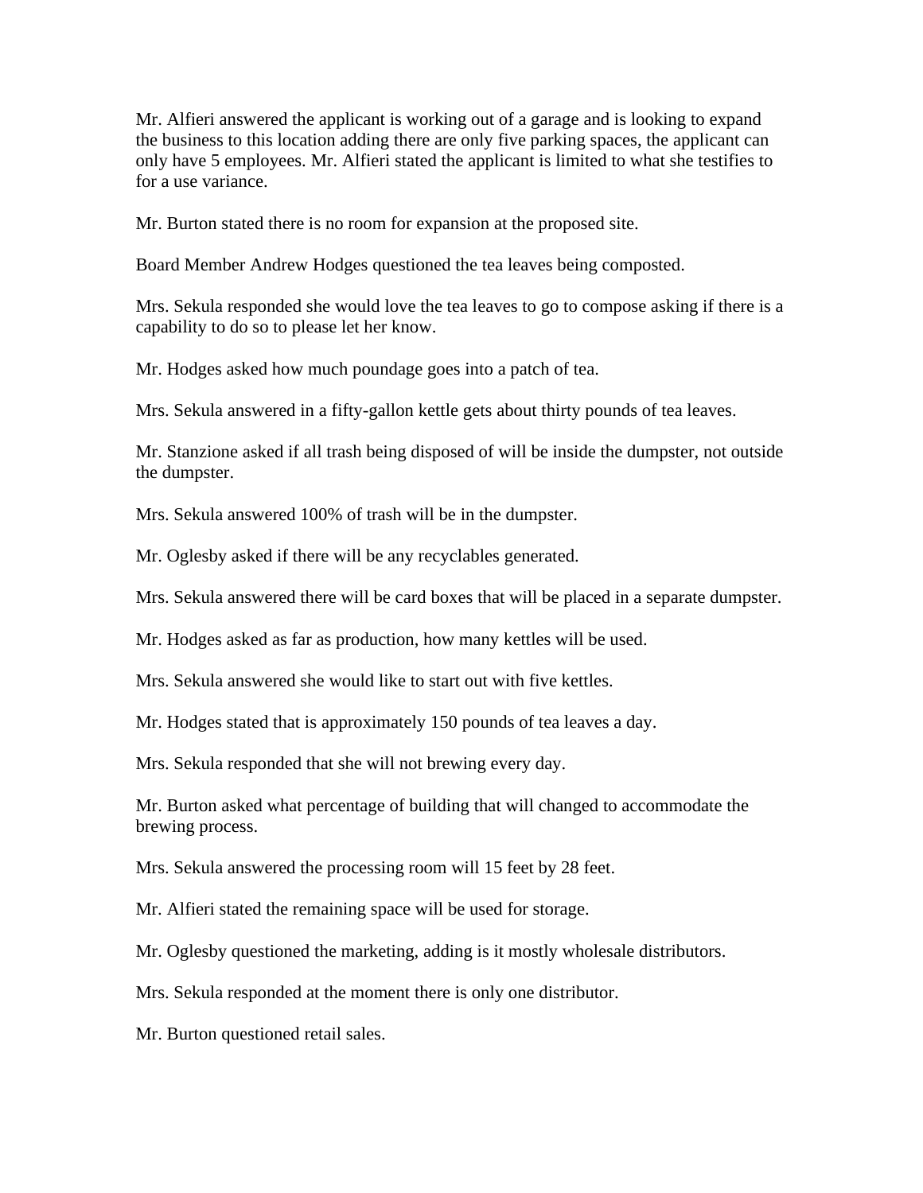Mr. Alfieri answered the applicant is working out of a garage and is looking to expand the business to this location adding there are only five parking spaces, the applicant can only have 5 employees. Mr. Alfieri stated the applicant is limited to what she testifies to for a use variance.

Mr. Burton stated there is no room for expansion at the proposed site.

Board Member Andrew Hodges questioned the tea leaves being composted.

Mrs. Sekula responded she would love the tea leaves to go to compose asking if there is a capability to do so to please let her know.

Mr. Hodges asked how much poundage goes into a patch of tea.

Mrs. Sekula answered in a fifty-gallon kettle gets about thirty pounds of tea leaves.

Mr. Stanzione asked if all trash being disposed of will be inside the dumpster, not outside the dumpster.

Mrs. Sekula answered 100% of trash will be in the dumpster.

Mr. Oglesby asked if there will be any recyclables generated.

Mrs. Sekula answered there will be card boxes that will be placed in a separate dumpster.

Mr. Hodges asked as far as production, how many kettles will be used.

Mrs. Sekula answered she would like to start out with five kettles.

Mr. Hodges stated that is approximately 150 pounds of tea leaves a day.

Mrs. Sekula responded that she will not brewing every day.

Mr. Burton asked what percentage of building that will changed to accommodate the brewing process.

Mrs. Sekula answered the processing room will 15 feet by 28 feet.

Mr. Alfieri stated the remaining space will be used for storage.

Mr. Oglesby questioned the marketing, adding is it mostly wholesale distributors.

Mrs. Sekula responded at the moment there is only one distributor.

Mr. Burton questioned retail sales.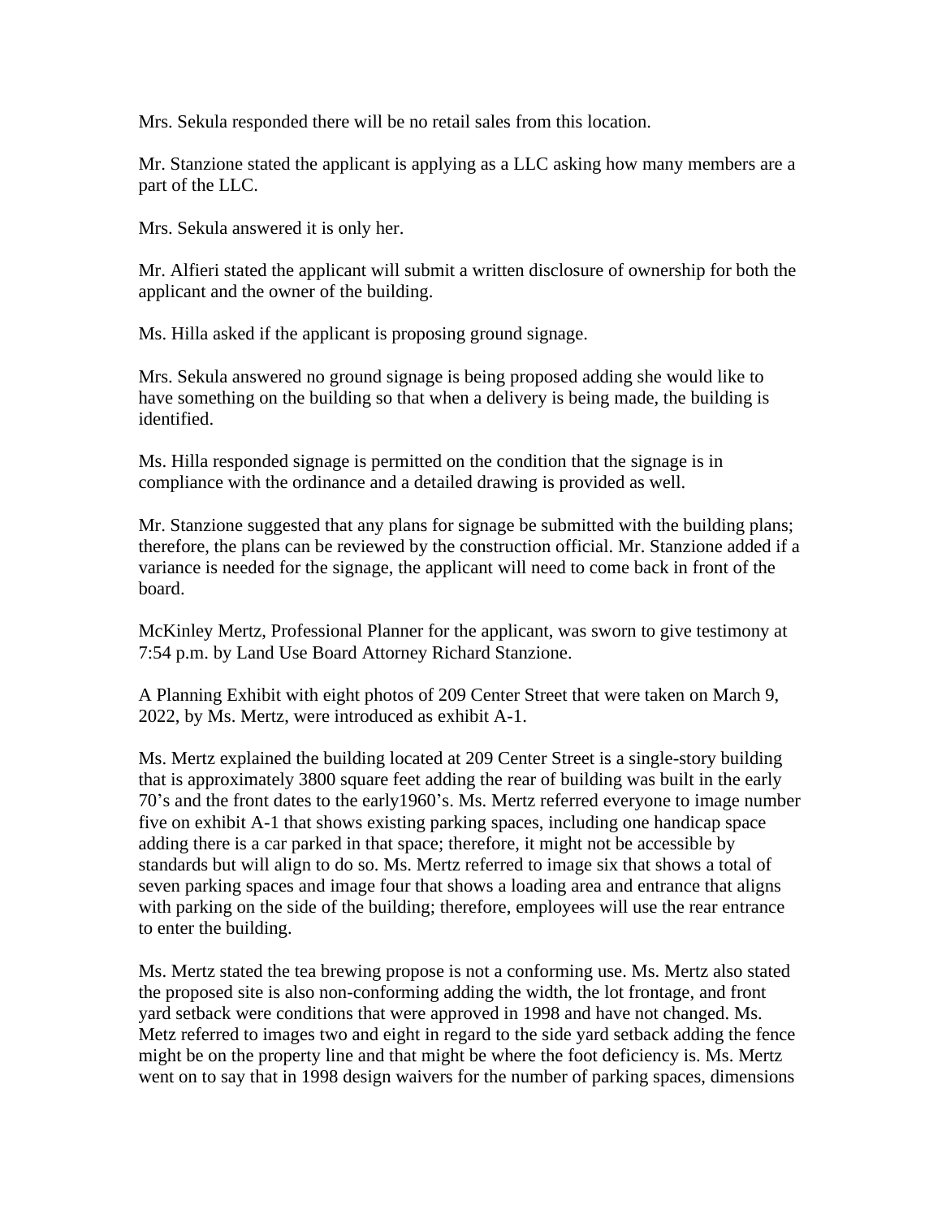Mrs. Sekula responded there will be no retail sales from this location.

Mr. Stanzione stated the applicant is applying as a LLC asking how many members are a part of the LLC.

Mrs. Sekula answered it is only her.

Mr. Alfieri stated the applicant will submit a written disclosure of ownership for both the applicant and the owner of the building.

Ms. Hilla asked if the applicant is proposing ground signage.

Mrs. Sekula answered no ground signage is being proposed adding she would like to have something on the building so that when a delivery is being made, the building is identified.

Ms. Hilla responded signage is permitted on the condition that the signage is in compliance with the ordinance and a detailed drawing is provided as well.

Mr. Stanzione suggested that any plans for signage be submitted with the building plans; therefore, the plans can be reviewed by the construction official. Mr. Stanzione added if a variance is needed for the signage, the applicant will need to come back in front of the board.

McKinley Mertz, Professional Planner for the applicant, was sworn to give testimony at 7:54 p.m. by Land Use Board Attorney Richard Stanzione.

A Planning Exhibit with eight photos of 209 Center Street that were taken on March 9, 2022, by Ms. Mertz, were introduced as exhibit A-1.

Ms. Mertz explained the building located at 209 Center Street is a single-story building that is approximately 3800 square feet adding the rear of building was built in the early 70's and the front dates to the early1960's. Ms. Mertz referred everyone to image number five on exhibit A-1 that shows existing parking spaces, including one handicap space adding there is a car parked in that space; therefore, it might not be accessible by standards but will align to do so. Ms. Mertz referred to image six that shows a total of seven parking spaces and image four that shows a loading area and entrance that aligns with parking on the side of the building; therefore, employees will use the rear entrance to enter the building.

Ms. Mertz stated the tea brewing propose is not a conforming use. Ms. Mertz also stated the proposed site is also non-conforming adding the width, the lot frontage, and front yard setback were conditions that were approved in 1998 and have not changed. Ms. Metz referred to images two and eight in regard to the side yard setback adding the fence might be on the property line and that might be where the foot deficiency is. Ms. Mertz went on to say that in 1998 design waivers for the number of parking spaces, dimensions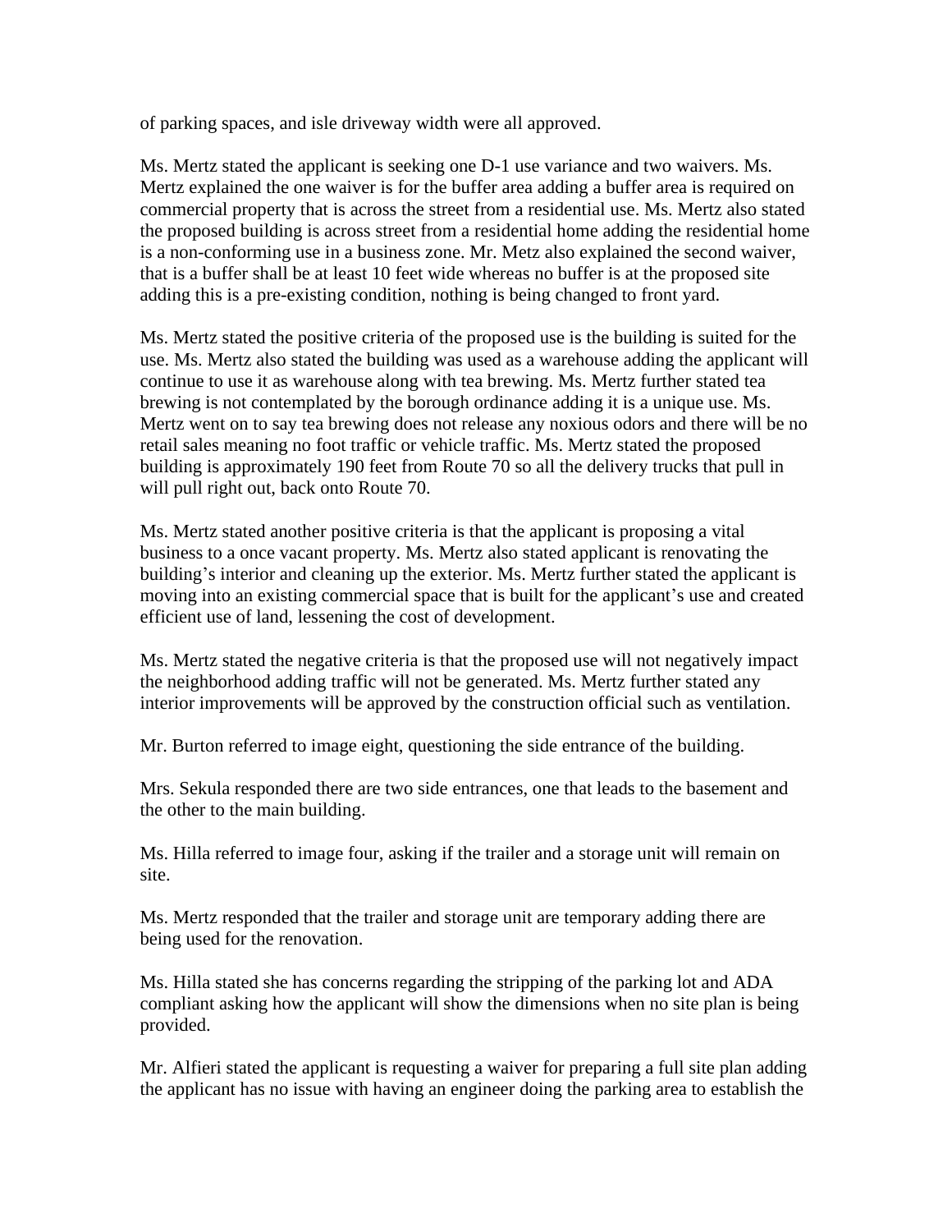of parking spaces, and isle driveway width were all approved.

Ms. Mertz stated the applicant is seeking one D-1 use variance and two waivers. Ms. Mertz explained the one waiver is for the buffer area adding a buffer area is required on commercial property that is across the street from a residential use. Ms. Mertz also stated the proposed building is across street from a residential home adding the residential home is a non-conforming use in a business zone. Mr. Metz also explained the second waiver, that is a buffer shall be at least 10 feet wide whereas no buffer is at the proposed site adding this is a pre-existing condition, nothing is being changed to front yard.

Ms. Mertz stated the positive criteria of the proposed use is the building is suited for the use. Ms. Mertz also stated the building was used as a warehouse adding the applicant will continue to use it as warehouse along with tea brewing. Ms. Mertz further stated tea brewing is not contemplated by the borough ordinance adding it is a unique use. Ms. Mertz went on to say tea brewing does not release any noxious odors and there will be no retail sales meaning no foot traffic or vehicle traffic. Ms. Mertz stated the proposed building is approximately 190 feet from Route 70 so all the delivery trucks that pull in will pull right out, back onto Route 70.

Ms. Mertz stated another positive criteria is that the applicant is proposing a vital business to a once vacant property. Ms. Mertz also stated applicant is renovating the building's interior and cleaning up the exterior. Ms. Mertz further stated the applicant is moving into an existing commercial space that is built for the applicant's use and created efficient use of land, lessening the cost of development.

Ms. Mertz stated the negative criteria is that the proposed use will not negatively impact the neighborhood adding traffic will not be generated. Ms. Mertz further stated any interior improvements will be approved by the construction official such as ventilation.

Mr. Burton referred to image eight, questioning the side entrance of the building.

Mrs. Sekula responded there are two side entrances, one that leads to the basement and the other to the main building.

Ms. Hilla referred to image four, asking if the trailer and a storage unit will remain on site.

Ms. Mertz responded that the trailer and storage unit are temporary adding there are being used for the renovation.

Ms. Hilla stated she has concerns regarding the stripping of the parking lot and ADA compliant asking how the applicant will show the dimensions when no site plan is being provided.

Mr. Alfieri stated the applicant is requesting a waiver for preparing a full site plan adding the applicant has no issue with having an engineer doing the parking area to establish the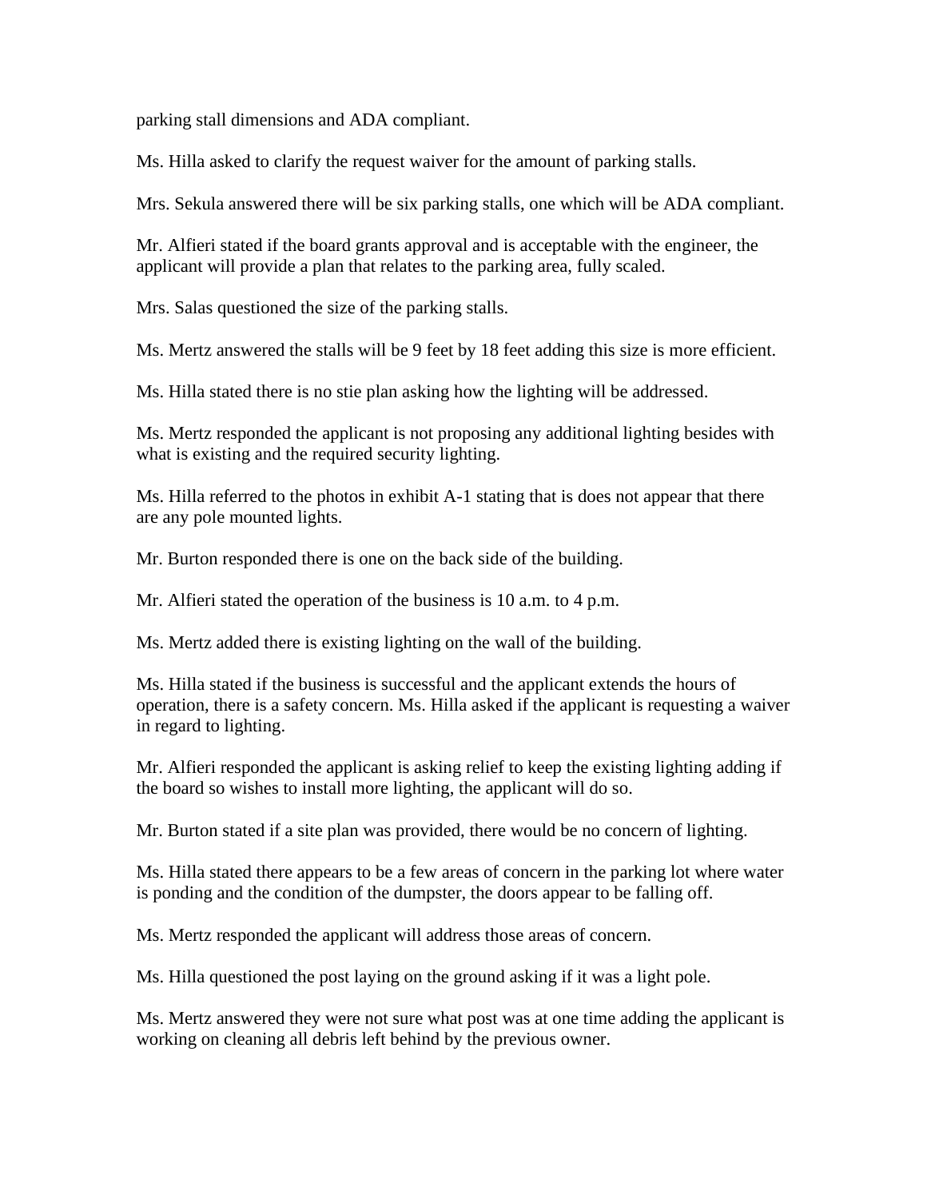parking stall dimensions and ADA compliant.

Ms. Hilla asked to clarify the request waiver for the amount of parking stalls.

Mrs. Sekula answered there will be six parking stalls, one which will be ADA compliant.

Mr. Alfieri stated if the board grants approval and is acceptable with the engineer, the applicant will provide a plan that relates to the parking area, fully scaled.

Mrs. Salas questioned the size of the parking stalls.

Ms. Mertz answered the stalls will be 9 feet by 18 feet adding this size is more efficient.

Ms. Hilla stated there is no stie plan asking how the lighting will be addressed.

Ms. Mertz responded the applicant is not proposing any additional lighting besides with what is existing and the required security lighting.

Ms. Hilla referred to the photos in exhibit A-1 stating that is does not appear that there are any pole mounted lights.

Mr. Burton responded there is one on the back side of the building.

Mr. Alfieri stated the operation of the business is 10 a.m. to 4 p.m.

Ms. Mertz added there is existing lighting on the wall of the building.

Ms. Hilla stated if the business is successful and the applicant extends the hours of operation, there is a safety concern. Ms. Hilla asked if the applicant is requesting a waiver in regard to lighting.

Mr. Alfieri responded the applicant is asking relief to keep the existing lighting adding if the board so wishes to install more lighting, the applicant will do so.

Mr. Burton stated if a site plan was provided, there would be no concern of lighting.

Ms. Hilla stated there appears to be a few areas of concern in the parking lot where water is ponding and the condition of the dumpster, the doors appear to be falling off.

Ms. Mertz responded the applicant will address those areas of concern.

Ms. Hilla questioned the post laying on the ground asking if it was a light pole.

Ms. Mertz answered they were not sure what post was at one time adding the applicant is working on cleaning all debris left behind by the previous owner.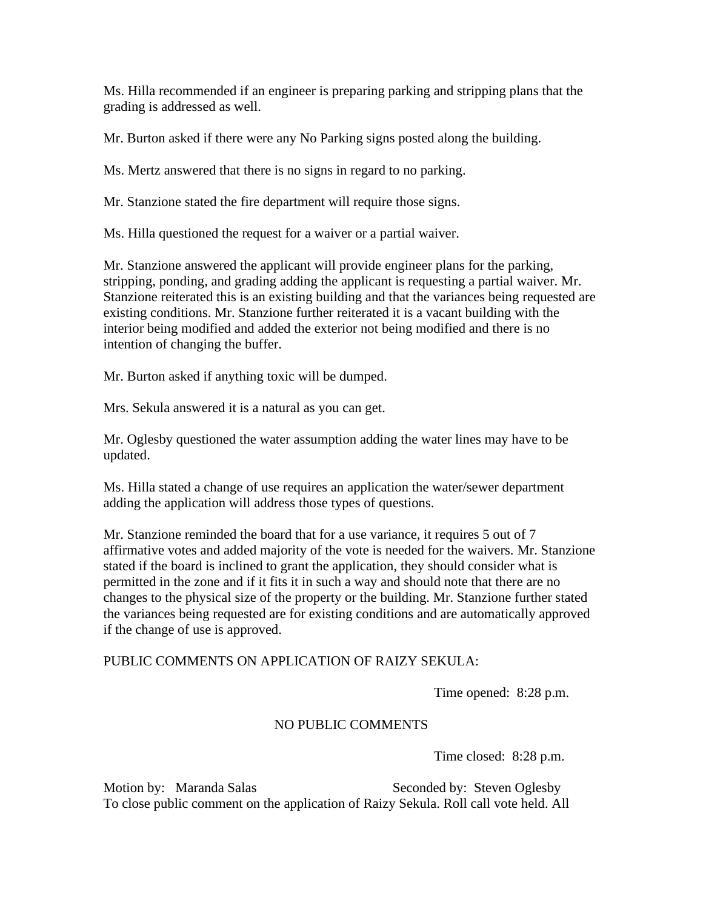Ms. Hilla recommended if an engineer is preparing parking and stripping plans that the grading is addressed as well.

Mr. Burton asked if there were any No Parking signs posted along the building.

Ms. Mertz answered that there is no signs in regard to no parking.

Mr. Stanzione stated the fire department will require those signs.

Ms. Hilla questioned the request for a waiver or a partial waiver.

Mr. Stanzione answered the applicant will provide engineer plans for the parking, stripping, ponding, and grading adding the applicant is requesting a partial waiver. Mr. Stanzione reiterated this is an existing building and that the variances being requested are existing conditions. Mr. Stanzione further reiterated it is a vacant building with the interior being modified and added the exterior not being modified and there is no intention of changing the buffer.

Mr. Burton asked if anything toxic will be dumped.

Mrs. Sekula answered it is a natural as you can get.

Mr. Oglesby questioned the water assumption adding the water lines may have to be updated.

Ms. Hilla stated a change of use requires an application the water/sewer department adding the application will address those types of questions.

Mr. Stanzione reminded the board that for a use variance, it requires 5 out of 7 affirmative votes and added majority of the vote is needed for the waivers. Mr. Stanzione stated if the board is inclined to grant the application, they should consider what is permitted in the zone and if it fits it in such a way and should note that there are no changes to the physical size of the property or the building. Mr. Stanzione further stated the variances being requested are for existing conditions and are automatically approved if the change of use is approved.

PUBLIC COMMENTS ON APPLICATION OF RAIZY SEKULA:

Time opened: 8:28 p.m.

NO PUBLIC COMMENTS

Time closed: 8:28 p.m.

Motion by: Maranda Salas Seconded by: Steven Oglesby
To close public comment on the application of Raizy Sekula. Roll call vote held. All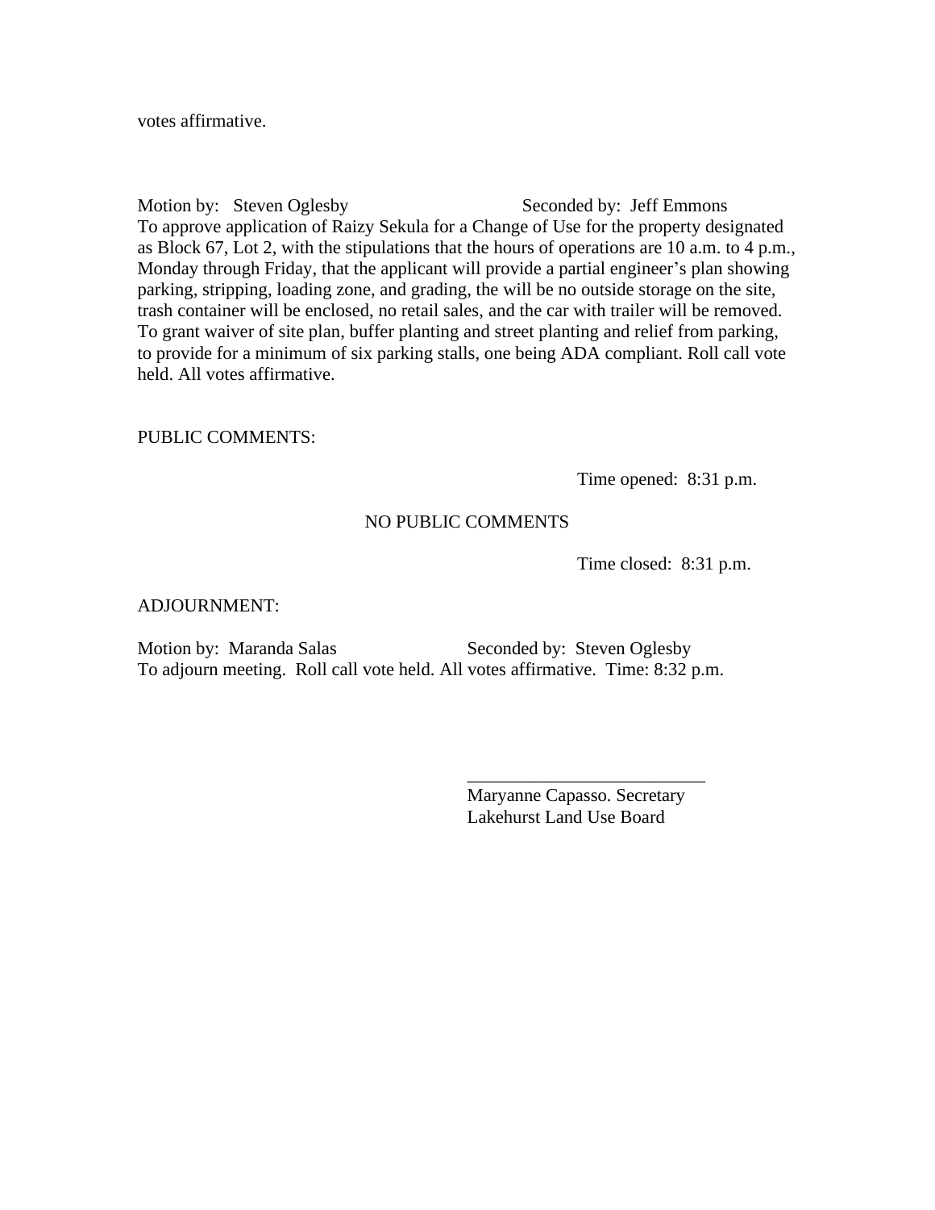votes affirmative.

Motion by: Steven Oglesby Seconded by: Jeff Emmons
To approve application of Raizy Sekula for a Change of Use for the property designated as Block 67, Lot 2, with the stipulations that the hours of operations are 10 a.m. to 4 p.m., Monday through Friday, that the applicant will provide a partial engineer's plan showing parking, stripping, loading zone, and grading, the will be no outside storage on the site, trash container will be enclosed, no retail sales, and the car with trailer will be removed. To grant waiver of site plan, buffer planting and street planting and relief from parking, to provide for a minimum of six parking stalls, one being ADA compliant. Roll call vote held. All votes affirmative.

PUBLIC COMMENTS:

Time opened: 8:31 p.m.

NO PUBLIC COMMENTS

Time closed: 8:31 p.m.

ADJOURNMENT:

Motion by: Maranda Salas Seconded by: Steven Oglesby
To adjourn meeting. Roll call vote held. All votes affirmative. Time: 8:32 p.m.

\_\_\_\_\_\_\_\_\_\_\_\_\_\_\_\_\_\_\_\_\_\_\_\_\_\_
Maryanne Capasso. Secretary
Lakehurst Land Use Board